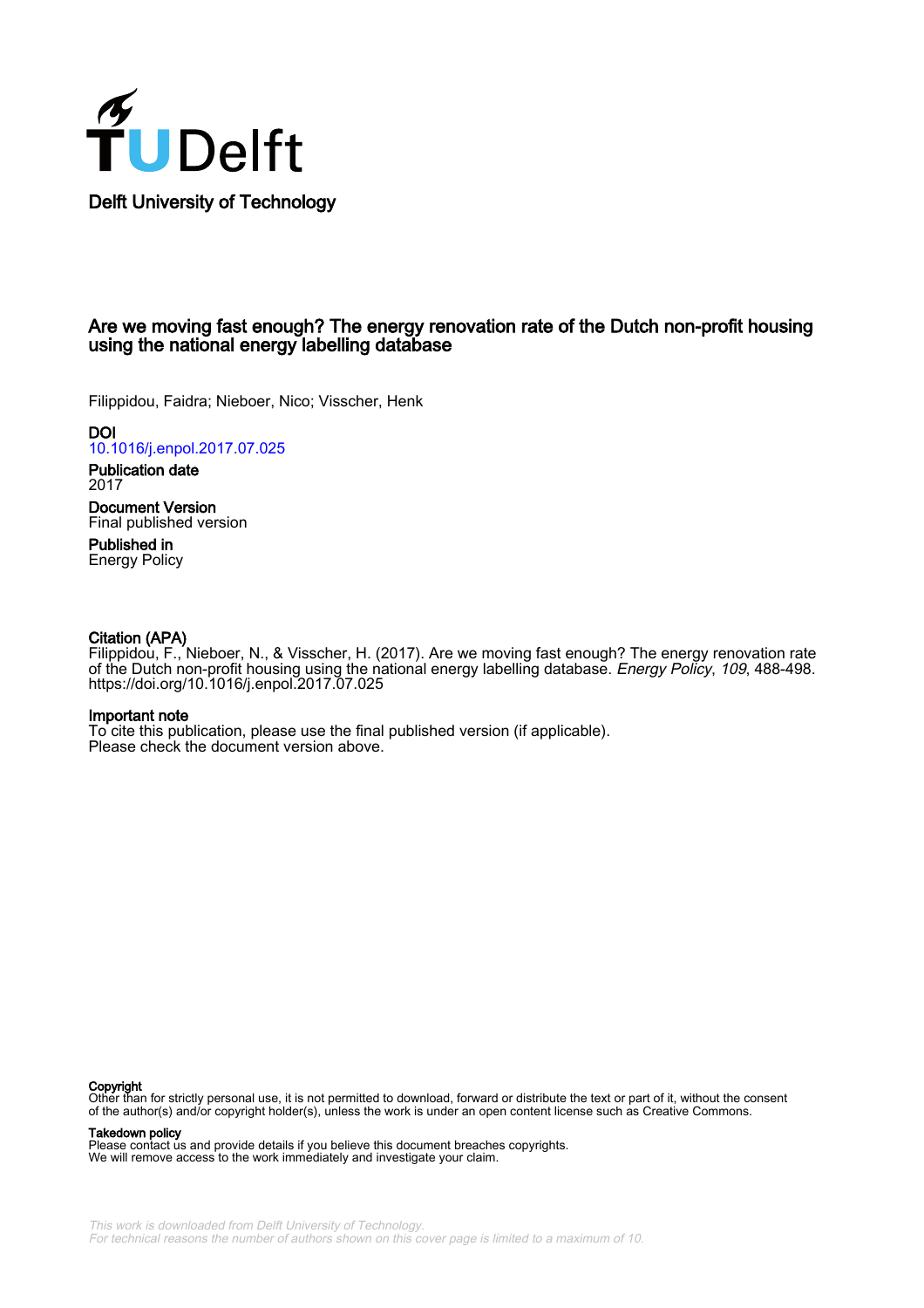Delft University of Technology

# Are we moving fast enough? The energy renovation rate of the Dutch non-profit housing using the national energy labelling database

Filippidou, Faidra; Nieboer, Nico; Visscher, Henk

**DOI**
10.1016/j.enpol.2017.07.025

**Publication date**
2017

**Document Version**
Final published version

**Published in**
Energy Policy

**Citation (APA)**
Filippidou, F., Nieboer, N., & Visscher, H. (2017). Are we moving fast enough? The energy renovation rate of the Dutch non-profit housing using the national energy labelling database. *Energy Policy*, *109*, 488-498. https://doi.org/10.1016/j.enpol.2017.07.025

**Important note**
To cite this publication, please use the final published version (if applicable).
Please check the document version above.

**Copyright**
Other than for strictly personal use, it is not permitted to download, forward or distribute the text or part of it, without the consent of the author(s) and/or copyright holder(s), unless the work is under an open content license such as Creative Commons.

**Takedown policy**
Please contact us and provide details if you believe this document breaches copyrights.
We will remove access to the work immediately and investigate your claim.

This work is downloaded from Delft University of Technology.
For technical reasons the number of authors shown on this cover page is limited to a maximum of 10.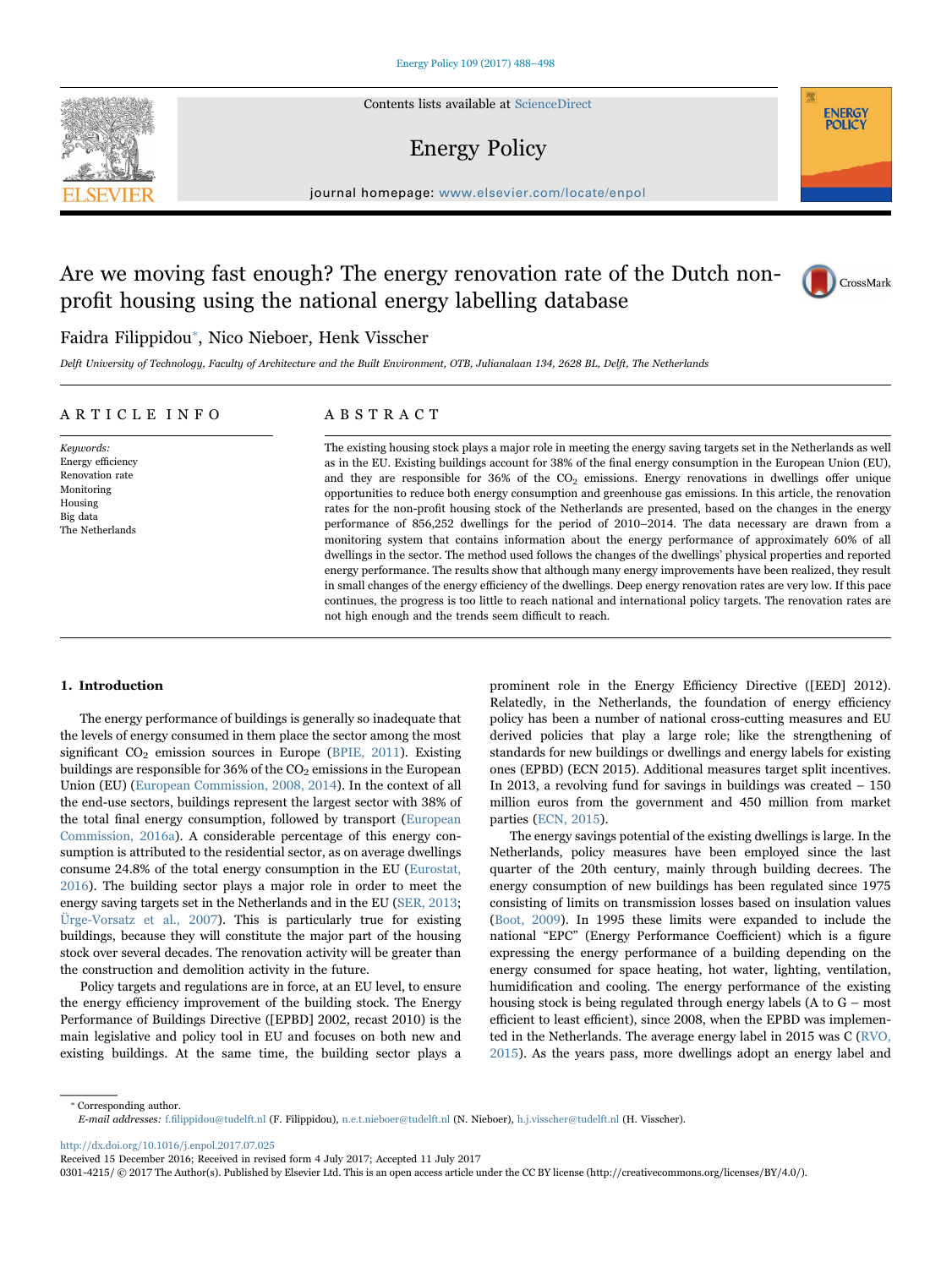# Are we moving fast enough? The energy renovation rate of the Dutch non-profit housing using the national energy labelling database

Faidra Filippidou*, Nico Nieboer, Henk Visscher

*Delft University of Technology, Faculty of Architecture and the Built Environment, OTB, Julianalaan 134, 2628 BL, Delft, The Netherlands*

## ARTICLE INFO

*Keywords:*
Energy efficiency
Renovation rate
Monitoring
Housing
Big data
The Netherlands

## ABSTRACT

The existing housing stock plays a major role in meeting the energy saving targets set in the Netherlands as well as in the EU. Existing buildings account for 38% of the final energy consumption in the European Union (EU), and they are responsible for 36% of the $CO_2$ emissions. Energy renovations in dwellings offer unique opportunities to reduce both energy consumption and greenhouse gas emissions. In this article, the renovation rates for the non-profit housing stock of the Netherlands are presented, based on the changes in the energy performance of 856,252 dwellings for the period of 2010–2014. The data necessary are drawn from a monitoring system that contains information about the energy performance of approximately 60% of all dwellings in the sector. The method used follows the changes of the dwellings' physical properties and reported energy performance. The results show that although many energy improvements have been realized, they result in small changes of the energy efficiency of the dwellings. Deep energy renovation rates are very low. If this pace continues, the progress is too little to reach national and international policy targets. The renovation rates are not high enough and the trends seem difficult to reach.

## 1. Introduction

The energy performance of buildings is generally so inadequate that the levels of energy consumed in them place the sector among the most significant $CO_2$ emission sources in Europe (BPIE, 2011). Existing buildings are responsible for 36% of the $CO_2$ emissions in the European Union (EU) (European Commission, 2008, 2014). In the context of all the end-use sectors, buildings represent the largest sector with 38% of the total final energy consumption, followed by transport (European Commission, 2016a). A considerable percentage of this energy consumption is attributed to the residential sector, as on average dwellings consume 24.8% of the total energy consumption in the EU (Eurostat, 2016). The building sector plays a major role in order to meet the energy saving targets set in the Netherlands and in the EU (SER, 2013; Ürge-Vorsatz et al., 2007). This is particularly true for existing buildings, because they will constitute the major part of the housing stock over several decades. The renovation activity will be greater than the construction and demolition activity in the future.

Policy targets and regulations are in force, at an EU level, to ensure the energy efficiency improvement of the building stock. The Energy Performance of Buildings Directive ([EPBD] 2002, recast 2010) is the main legislative and policy tool in EU and focuses on both new and existing buildings. At the same time, the building sector plays a prominent role in the Energy Efficiency Directive ([EED] 2012). Relatedly, in the Netherlands, the foundation of energy efficiency policy has been a number of national cross-cutting measures and EU derived policies that play a large role; like the strengthening of standards for new buildings or dwellings and energy labels for existing ones (EPBD) (ECN 2015). Additional measures target split incentives. In 2013, a revolving fund for savings in buildings was created – 150 million euros from the government and 450 million from market parties (ECN, 2015).

The energy savings potential of the existing dwellings is large. In the Netherlands, policy measures have been employed since the last quarter of the 20th century, mainly through building decrees. The energy consumption of new buildings has been regulated since 1975 consisting of limits on transmission losses based on insulation values (Boot, 2009). In 1995 these limits were expanded to include the national "EPC" (Energy Performance Coefficient) which is a figure expressing the energy performance of a building depending on the energy consumed for space heating, hot water, lighting, ventilation, humidification and cooling. The energy performance of the existing housing stock is being regulated through energy labels (A to G – most efficient to least efficient), since 2008, when the EPBD was implemented in the Netherlands. The average energy label in 2015 was C (RVO, 2015). As the years pass, more dwellings adopt an energy label and

---

* Corresponding author.
*E-mail addresses:* f.filippidou@tudelft.nl (F. Filippidou), n.e.t.nieboer@tudelft.nl (N. Nieboer), h.j.visscher@tudelft.nl (H. Visscher).

http://dx.doi.org/10.1016/j.enpol.2017.07.025
Received 15 December 2016; Received in revised form 4 July 2017; Accepted 11 July 2017
0301-4215/ © 2017 The Author(s). Published by Elsevier Ltd. This is an open access article under the CC BY license (http://creativecommons.org/licenses/BY/4.0/).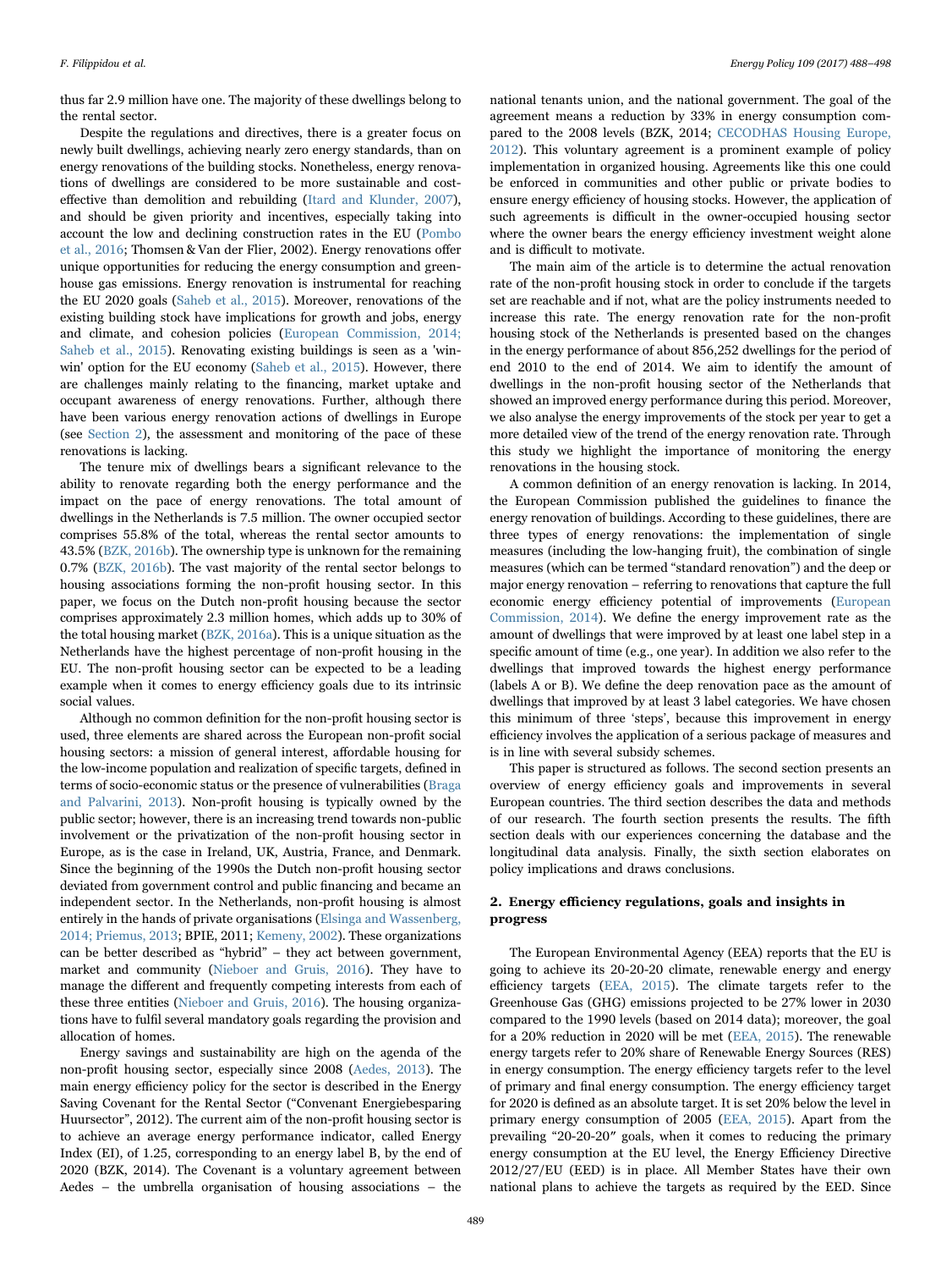thus far 2.9 million have one. The majority of these dwellings belong to the rental sector.

Despite the regulations and directives, there is a greater focus on newly built dwellings, achieving nearly zero energy standards, than on energy renovations of the building stocks. Nonetheless, energy renovations of dwellings are considered to be more sustainable and cost-effective than demolition and rebuilding (Itard and Klunder, 2007), and should be given priority and incentives, especially taking into account the low and declining construction rates in the EU (Pombo et al., 2016; Thomsen & Van der Flier, 2002). Energy renovations offer unique opportunities for reducing the energy consumption and greenhouse gas emissions. Energy renovation is instrumental for reaching the EU 2020 goals (Saheb et al., 2015). Moreover, renovations of the existing building stock have implications for growth and jobs, energy and climate, and cohesion policies (European Commission, 2014; Saheb et al., 2015). Renovating existing buildings is seen as a 'win-win' option for the EU economy (Saheb et al., 2015). However, there are challenges mainly relating to the financing, market uptake and occupant awareness of energy renovations. Further, although there have been various energy renovation actions of dwellings in Europe (see Section 2), the assessment and monitoring of the pace of these renovations is lacking.

The tenure mix of dwellings bears a significant relevance to the ability to renovate regarding both the energy performance and the impact on the pace of energy renovations. The total amount of dwellings in the Netherlands is 7.5 million. The owner occupied sector comprises 55.8% of the total, whereas the rental sector amounts to 43.5% (BZK, 2016b). The ownership type is unknown for the remaining 0.7% (BZK, 2016b). The vast majority of the rental sector belongs to housing associations forming the non-profit housing sector. In this paper, we focus on the Dutch non-profit housing because the sector comprises approximately 2.3 million homes, which adds up to 30% of the total housing market (BZK, 2016a). This is a unique situation as the Netherlands have the highest percentage of non-profit housing in the EU. The non-profit housing sector can be expected to be a leading example when it comes to energy efficiency goals due to its intrinsic social values.

Although no common definition for the non-profit housing sector is used, three elements are shared across the European non-profit social housing sectors: a mission of general interest, affordable housing for the low-income population and realization of specific targets, defined in terms of socio-economic status or the presence of vulnerabilities (Braga and Palvarini, 2013). Non-profit housing is typically owned by the public sector; however, there is an increasing trend towards non-public involvement or the privatization of the non-profit housing sector in Europe, as is the case in Ireland, UK, Austria, France, and Denmark. Since the beginning of the 1990s the Dutch non-profit housing sector deviated from government control and public financing and became an independent sector. In the Netherlands, non-profit housing is almost entirely in the hands of private organisations (Elsinga and Wassenberg, 2014; Priemus, 2013; BPIE, 2011; Kemeny, 2002). These organizations can be better described as "hybrid" – they act between government, market and community (Nieboer and Gruis, 2016). They have to manage the different and frequently competing interests from each of these three entities (Nieboer and Gruis, 2016). The housing organizations have to fulfil several mandatory goals regarding the provision and allocation of homes.

Energy savings and sustainability are high on the agenda of the non-profit housing sector, especially since 2008 (Aedes, 2013). The main energy efficiency policy for the sector is described in the Energy Saving Covenant for the Rental Sector ("Convenant Energiebesparing Huursector", 2012). The current aim of the non-profit housing sector is to achieve an average energy performance indicator, called Energy Index (EI), of 1.25, corresponding to an energy label B, by the end of 2020 (BZK, 2014). The Covenant is a voluntary agreement between Aedes – the umbrella organisation of housing associations – the national tenants union, and the national government. The goal of the agreement means a reduction by 33% in energy consumption compared to the 2008 levels (BZK, 2014; CECODHAS Housing Europe, 2012). This voluntary agreement is a prominent example of policy implementation in organized housing. Agreements like this one could be enforced in communities and other public or private bodies to ensure energy efficiency of housing stocks. However, the application of such agreements is difficult in the owner-occupied housing sector where the owner bears the energy efficiency investment weight alone and is difficult to motivate.

The main aim of the article is to determine the actual renovation rate of the non-profit housing stock in order to conclude if the targets set are reachable and if not, what are the policy instruments needed to increase this rate. The energy renovation rate for the non-profit housing stock of the Netherlands is presented based on the changes in the energy performance of about 856,252 dwellings for the period of end 2010 to the end of 2014. We aim to identify the amount of dwellings in the non-profit housing sector of the Netherlands that showed an improved energy performance during this period. Moreover, we also analyse the energy improvements of the stock per year to get a more detailed view of the trend of the energy renovation rate. Through this study we highlight the importance of monitoring the energy renovations in the housing stock.

A common definition of an energy renovation is lacking. In 2014, the European Commission published the guidelines to finance the energy renovation of buildings. According to these guidelines, there are three types of energy renovations: the implementation of single measures (including the low-hanging fruit), the combination of single measures (which can be termed "standard renovation") and the deep or major energy renovation – referring to renovations that capture the full economic energy efficiency potential of improvements (European Commission, 2014). We define the energy improvement rate as the amount of dwellings that were improved by at least one label step in a specific amount of time (e.g., one year). In addition we also refer to the dwellings that improved towards the highest energy performance (labels A or B). We define the deep renovation pace as the amount of dwellings that improved by at least 3 label categories. We have chosen this minimum of three 'steps', because this improvement in energy efficiency involves the application of a serious package of measures and is in line with several subsidy schemes.

This paper is structured as follows. The second section presents an overview of energy efficiency goals and improvements in several European countries. The third section describes the data and methods of our research. The fourth section presents the results. The fifth section deals with our experiences concerning the database and the longitudinal data analysis. Finally, the sixth section elaborates on policy implications and draws conclusions.

## 2. Energy efficiency regulations, goals and insights in progress

The European Environmental Agency (EEA) reports that the EU is going to achieve its 20-20-20 climate, renewable energy and energy efficiency targets (EEA, 2015). The climate targets refer to the Greenhouse Gas (GHG) emissions projected to be 27% lower in 2030 compared to the 1990 levels (based on 2014 data); moreover, the goal for a 20% reduction in 2020 will be met (EEA, 2015). The renewable energy targets refer to 20% share of Renewable Energy Sources (RES) in energy consumption. The energy efficiency targets refer to the level of primary and final energy consumption. The energy efficiency target for 2020 is defined as an absolute target. It is set 20% below the level in primary energy consumption of 2005 (EEA, 2015). Apart from the prevailing "20-20-20″ goals, when it comes to reducing the primary energy consumption at the EU level, the Energy Efficiency Directive 2012/27/EU (EED) is in place. All Member States have their own national plans to achieve the targets as required by the EED. Since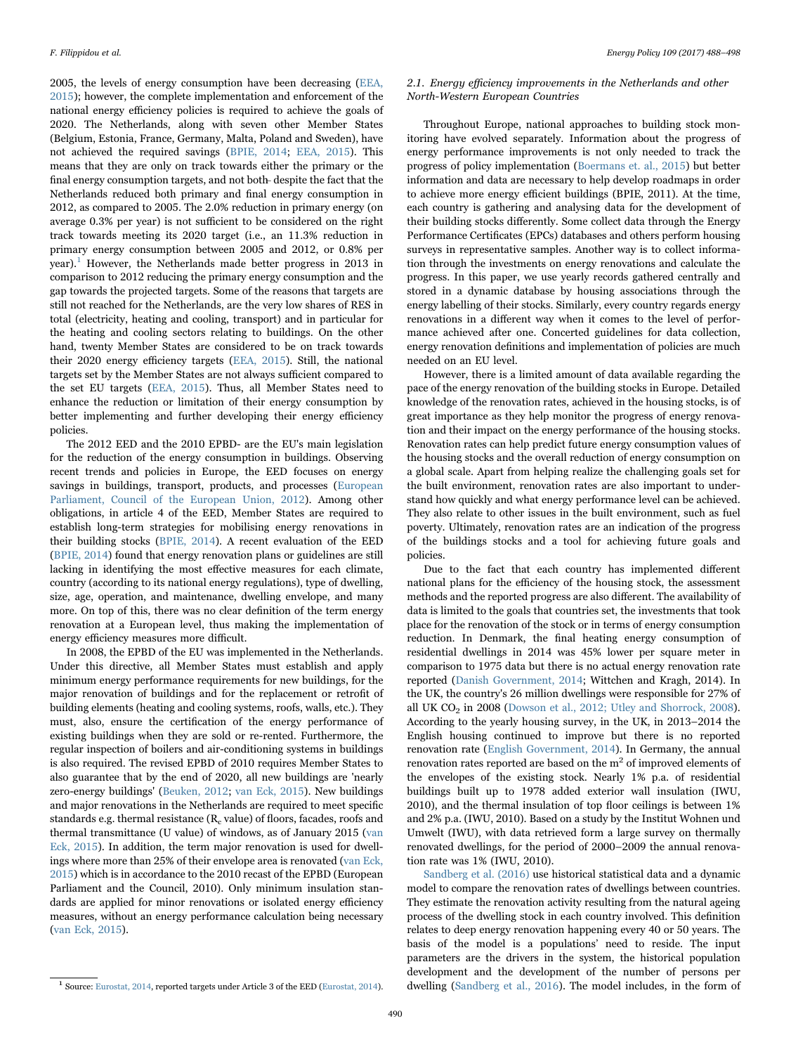2005, the levels of energy consumption have been decreasing (EEA, 2015); however, the complete implementation and enforcement of the national energy efficiency policies is required to achieve the goals of 2020. The Netherlands, along with seven other Member States (Belgium, Estonia, France, Germany, Malta, Poland and Sweden), have not achieved the required savings (BPIE, 2014; EEA, 2015). This means that they are only on track towards either the primary or the final energy consumption targets, and not both- despite the fact that the Netherlands reduced both primary and final energy consumption in 2012, as compared to 2005. The 2.0% reduction in primary energy (on average 0.3% per year) is not sufficient to be considered on the right track towards meeting its 2020 target (i.e., an 11.3% reduction in primary energy consumption between 2005 and 2012, or 0.8% per year).[1] However, the Netherlands made better progress in 2013 in comparison to 2012 reducing the primary energy consumption and the gap towards the projected targets. Some of the reasons that targets are still not reached for the Netherlands, are the very low shares of RES in total (electricity, heating and cooling, transport) and in particular for the heating and cooling sectors relating to buildings. On the other hand, twenty Member States are considered to be on track towards their 2020 energy efficiency targets (EEA, 2015). Still, the national targets set by the Member States are not always sufficient compared to the set EU targets (EEA, 2015). Thus, all Member States need to enhance the reduction or limitation of their energy consumption by better implementing and further developing their energy efficiency policies.

The 2012 EED and the 2010 EPBD- are the EU's main legislation for the reduction of the energy consumption in buildings. Observing recent trends and policies in Europe, the EED focuses on energy savings in buildings, transport, products, and processes (European Parliament, Council of the European Union, 2012). Among other obligations, in article 4 of the EED, Member States are required to establish long-term strategies for mobilising energy renovations in their building stocks (BPIE, 2014). A recent evaluation of the EED (BPIE, 2014) found that energy renovation plans or guidelines are still lacking in identifying the most effective measures for each climate, country (according to its national energy regulations), type of dwelling, size, age, operation, and maintenance, dwelling envelope, and many more. On top of this, there was no clear definition of the term energy renovation at a European level, thus making the implementation of energy efficiency measures more difficult.

In 2008, the EPBD of the EU was implemented in the Netherlands. Under this directive, all Member States must establish and apply minimum energy performance requirements for new buildings, for the major renovation of buildings and for the replacement or retrofit of building elements (heating and cooling systems, roofs, walls, etc.). They must, also, ensure the certification of the energy performance of existing buildings when they are sold or re-rented. Furthermore, the regular inspection of boilers and air-conditioning systems in buildings is also required. The revised EPBD of 2010 requires Member States to also guarantee that by the end of 2020, all new buildings are 'nearly zero-energy buildings' (Beuken, 2012; van Eck, 2015). New buildings and major renovations in the Netherlands are required to meet specific standards e.g. thermal resistance ($R_c$ value) of floors, facades, roofs and thermal transmittance (U value) of windows, as of January 2015 (van Eck, 2015). In addition, the term major renovation is used for dwellings where more than 25% of their envelope area is renovated (van Eck, 2015) which is in accordance to the 2010 recast of the EPBD (European Parliament and the Council, 2010). Only minimum insulation standards are applied for minor renovations or isolated energy efficiency measures, without an energy performance calculation being necessary (van Eck, 2015).

[1] Source: Eurostat, 2014, reported targets under Article 3 of the EED (Eurostat, 2014).

### 2.1. Energy efficiency improvements in the Netherlands and other North-Western European Countries

Throughout Europe, national approaches to building stock monitoring have evolved separately. Information about the progress of energy performance improvements is not only needed to track the progress of policy implementation (Boermans et. al., 2015) but better information and data are necessary to help develop roadmaps in order to achieve more energy efficient buildings (BPIE, 2011). At the time, each country is gathering and analysing data for the development of their building stocks differently. Some collect data through the Energy Performance Certificates (EPCs) databases and others perform housing surveys in representative samples. Another way is to collect information through the investments on energy renovations and calculate the progress. In this paper, we use yearly records gathered centrally and stored in a dynamic database by housing associations through the energy labelling of their stocks. Similarly, every country regards energy renovations in a different way when it comes to the level of performance achieved after one. Concerted guidelines for data collection, energy renovation definitions and implementation of policies are much needed on an EU level.

However, there is a limited amount of data available regarding the pace of the energy renovation of the building stocks in Europe. Detailed knowledge of the renovation rates, achieved in the housing stocks, is of great importance as they help monitor the progress of energy renovation and their impact on the energy performance of the housing stocks. Renovation rates can help predict future energy consumption values of the housing stocks and the overall reduction of energy consumption on a global scale. Apart from helping realize the challenging goals set for the built environment, renovation rates are also important to understand how quickly and what energy performance level can be achieved. They also relate to other issues in the built environment, such as fuel poverty. Ultimately, renovation rates are an indication of the progress of the buildings stocks and a tool for achieving future goals and policies.

Due to the fact that each country has implemented different national plans for the efficiency of the housing stock, the assessment methods and the reported progress are also different. The availability of data is limited to the goals that countries set, the investments that took place for the renovation of the stock or in terms of energy consumption reduction. In Denmark, the final heating energy consumption of residential dwellings in 2014 was 45% lower per square meter in comparison to 1975 data but there is no actual energy renovation rate reported (Danish Government, 2014; Wittchen and Kragh, 2014). In the UK, the country's 26 million dwellings were responsible for 27% of all UK $CO_2$ in 2008 (Dowson et al., 2012; Utley and Shorrock, 2008). According to the yearly housing survey, in the UK, in 2013–2014 the English housing continued to improve but there is no reported renovation rate (English Government, 2014). In Germany, the annual renovation rates reported are based on the $m^2$ of improved elements of the envelopes of the existing stock. Nearly 1% p.a. of residential buildings built up to 1978 added exterior wall insulation (IWU, 2010), and the thermal insulation of top floor ceilings is between 1% and 2% p.a. (IWU, 2010). Based on a study by the Institut Wohnen und Umwelt (IWU), with data retrieved form a large survey on thermally renovated dwellings, for the period of 2000–2009 the annual renovation rate was 1% (IWU, 2010).

Sandberg et al. (2016) use historical statistical data and a dynamic model to compare the renovation rates of dwellings between countries. They estimate the renovation activity resulting from the natural ageing process of the dwelling stock in each country involved. This definition relates to deep energy renovation happening every 40 or 50 years. The basis of the model is a populations' need to reside. The input parameters are the drivers in the system, the historical population development and the development of the number of persons per dwelling (Sandberg et al., 2016). The model includes, in the form of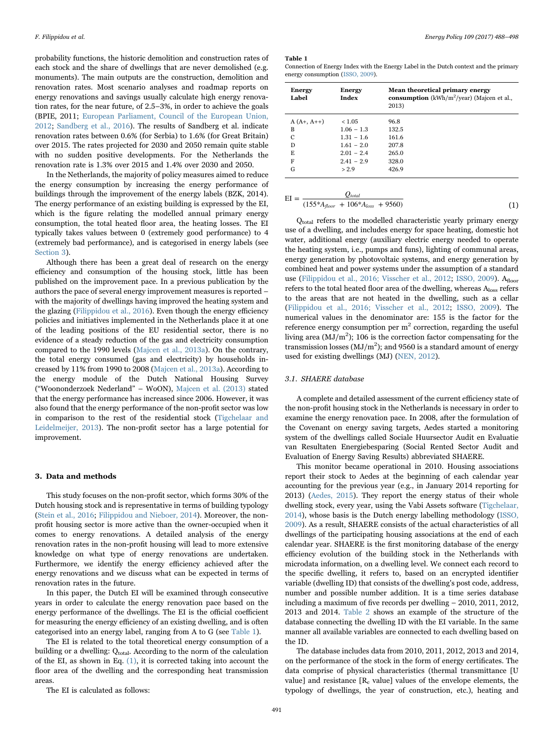probability functions, the historic demolition and construction rates of each stock and the share of dwellings that are never demolished (e.g. monuments). The main outputs are the construction, demolition and renovation rates. Most scenario analyses and roadmap reports on energy renovations and savings usually calculate high energy renovation rates, for the near future, of 2.5–3%, in order to achieve the goals (BPIE, 2011; European Parliament, Council of the European Union, 2012; Sandberg et al., 2016). The results of Sandberg et al. indicate renovation rates between 0.6% (for Serbia) to 1.6% (for Great Britain) over 2015. The rates projected for 2030 and 2050 remain quite stable with no sudden positive developments. For the Netherlands the renovation rate is 1.3% over 2015 and 1.4% over 2030 and 2050.

In the Netherlands, the majority of policy measures aimed to reduce the energy consumption by increasing the energy performance of buildings through the improvement of the energy labels (BZK, 2014). The energy performance of an existing building is expressed by the EI, which is the figure relating the modelled annual primary energy consumption, the total heated floor area, the heating losses. The EI typically takes values between 0 (extremely good performance) to 4 (extremely bad performance), and is categorised in energy labels (see Section 3).

Although there has been a great deal of research on the energy efficiency and consumption of the housing stock, little has been published on the improvement pace. In a previous publication by the authors the pace of several energy improvement measures is reported – with the majority of dwellings having improved the heating system and the glazing (Filippidou et al., 2016). Even though the energy efficiency policies and initiatives implemented in the Netherlands place it at one of the leading positions of the EU residential sector, there is no evidence of a steady reduction of the gas and electricity consumption compared to the 1990 levels (Majcen et al., 2013a). On the contrary, the total energy consumed (gas and electricity) by households increased by 11% from 1990 to 2008 (Majcen et al., 2013a). According to the energy module of the Dutch National Housing Survey ("Woononderzoek Nederland" – WoON), Majcen et al. (2013) stated that the energy performance has increased since 2006. However, it was also found that the energy performance of the non-profit sector was low in comparison to the rest of the residential stock (Tigchelaar and Leidelmeijer, 2013). The non-profit sector has a large potential for improvement.

## 3. Data and methods

This study focuses on the non-profit sector, which forms 30% of the Dutch housing stock and is representative in terms of building typology (Stein et al., 2016; Filippidou and Nieboer, 2014). Moreover, the non-profit housing sector is more active than the owner-occupied when it comes to energy renovations. A detailed analysis of the energy renovation rates in the non-profit housing will lead to more extensive knowledge on what type of energy renovations are undertaken. Furthermore, we identify the energy efficiency achieved after the energy renovations and we discuss what can be expected in terms of renovation rates in the future.

In this paper, the Dutch EI will be examined through consecutive years in order to calculate the energy renovation pace based on the energy performance of the dwellings. The EI is the official coefficient for measuring the energy efficiency of an existing dwelling, and is often categorised into an energy label, ranging from A to G (see Table 1).

The EI is related to the total theoretical energy consumption of a building or a dwelling: $Q_{total}$. According to the norm of the calculation of the EI, as shown in Eq. (1), it is corrected taking into account the floor area of the dwelling and the corresponding heat transmission areas.

The EI is calculated as follows:

**Table 1**
Connection of Energy Index with the Energy Label in the Dutch context and the primary energy consumption (ISSO, 2009).

| Energy Label | Energy Index | Mean theoretical primary energy consumption (kWh/m²/year) (Majcen et al., 2013) |
|---|---|---|
| A (A+, A++) | < 1.05 | 96.8 |
| B | 1.06 – 1.3 | 132.5 |
| C | 1.31 – 1.6 | 161.6 |
| D | 1.61 – 2.0 | 207.8 |
| E | 2.01 – 2.4 | 265.0 |
| F | 2.41 – 2.9 | 328.0 |
| G | > 2.9 | 426.9 |

$$\mathrm{EI} = \frac{Q_{total}}{(155 * A_{floor} + 106 * A_{loss} + 9560)} \tag{1}$$

$Q_{total}$ refers to the modelled characteristic yearly primary energy use of a dwelling, and includes energy for space heating, domestic hot water, additional energy (auxiliary electric energy needed to operate the heating system, i.e., pumps and funs), lighting of communal areas, energy generation by photovoltaic systems, and energy generation by combined heat and power systems under the assumption of a standard use (Filippidou et al., 2016; Visscher et al., 2012; ISSO, 2009). $A_{floor}$ refers to the total heated floor area of the dwelling, whereas $A_{loss}$ refers to the areas that are not heated in the dwelling, such as a cellar (Filippidou et al., 2016; Visscher et al., 2012; ISSO, 2009). The numerical values in the denominator are: 155 is the factor for the reference energy consumption per m² correction, regarding the useful living area (MJ/m²); 106 is the correction factor compensating for the transmission losses (MJ/m²); and 9560 is a standard amount of energy used for existing dwellings (MJ) (NEN, 2012).

### 3.1. SHAERE database

A complete and detailed assessment of the current efficiency state of the non-profit housing stock in the Netherlands is necessary in order to examine the energy renovation pace. In 2008, after the formulation of the Covenant on energy saving targets, Aedes started a monitoring system of the dwellings called Sociale Huursector Audit en Evaluatie van Resultaten Energiebesparing (Social Rented Sector Audit and Evaluation of Energy Saving Results) abbreviated SHAERE.

This monitor became operational in 2010. Housing associations report their stock to Aedes at the beginning of each calendar year accounting for the previous year (e.g., in January 2014 reporting for 2013) (Aedes, 2015). They report the energy status of their whole dwelling stock, every year, using the Vabi Assets software (Tigchelaar, 2014), whose basis is the Dutch energy labelling methodology (ISSO, 2009). As a result, SHAERE consists of the actual characteristics of all dwellings of the participating housing associations at the end of each calendar year. SHAERE is the first monitoring database of the energy efficiency evolution of the building stock in the Netherlands with microdata information, on a dwelling level. We connect each record to the specific dwelling, it refers to, based on an encrypted identifier variable (dwelling ID) that consists of the dwelling's post code, address, number and possible number addition. It is a time series database including a maximum of five records per dwelling – 2010, 2011, 2012, 2013 and 2014. Table 2 shows an example of the structure of the database connecting the dwelling ID with the EI variable. In the same manner all available variables are connected to each dwelling based on the ID.

The database includes data from 2010, 2011, 2012, 2013 and 2014, on the performance of the stock in the form of energy certificates. The data comprise of physical characteristics (thermal transmittance [U value] and resistance [$R_c$ value] values of the envelope elements, the typology of dwellings, the year of construction, etc.), heating and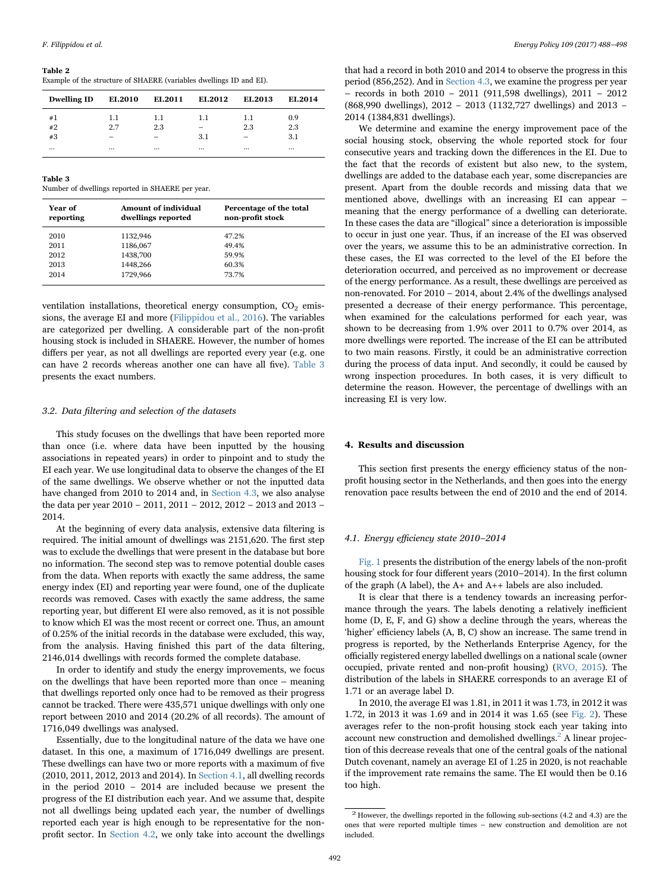**Table 2**
Example of the structure of SHAERE (variables dwellings ID and EI).

| Dwelling ID | EI.2010 | EI.2011 | EI.2012 | EI.2013 | EI.2014 |
|---|---|---|---|---|---|
| #1 | 1.1 | 1.1 | 1.1 | 1.1 | 0.9 |
| #2 | 2.7 | 2.3 | – | 2.3 | 2.3 |
| #3 | – | – | 3.1 | – | 3.1 |
| ... | ... | ... | ... | ... | ... |

**Table 3**
Number of dwellings reported in SHAERE per year.

| Year of reporting | Amount of individual dwellings reported | Percentage of the total non-profit stock |
|---|---|---|
| 2010 | 1132,946 | 47.2% |
| 2011 | 1186,067 | 49.4% |
| 2012 | 1438,700 | 59.9% |
| 2013 | 1448,266 | 60.3% |
| 2014 | 1729,966 | 73.7% |

ventilation installations, theoretical energy consumption, $CO_2$ emissions, the average EI and more (Filippidou et al., 2016). The variables are categorized per dwelling. A considerable part of the non-profit housing stock is included in SHAERE. However, the number of homes differs per year, as not all dwellings are reported every year (e.g. one can have 2 records whereas another one can have all five). Table 3 presents the exact numbers.

### 3.2. Data filtering and selection of the datasets

This study focuses on the dwellings that have been reported more than once (i.e. where data have been inputted by the housing associations in repeated years) in order to pinpoint and to study the EI each year. We use longitudinal data to observe the changes of the EI of the same dwellings. We observe whether or not the inputted data have changed from 2010 to 2014 and, in Section 4.3, we also analyse the data per year 2010 – 2011, 2011 – 2012, 2012 – 2013 and 2013 – 2014.

At the beginning of every data analysis, extensive data filtering is required. The initial amount of dwellings was 2151,620. The first step was to exclude the dwellings that were present in the database but bore no information. The second step was to remove potential double cases from the data. When reports with exactly the same address, the same energy index (EI) and reporting year were found, one of the duplicate records was removed. Cases with exactly the same address, the same reporting year, but different EI were also removed, as it is not possible to know which EI was the most recent or correct one. Thus, an amount of 0.25% of the initial records in the database were excluded, this way, from the analysis. Having finished this part of the data filtering, 2146,014 dwellings with records formed the complete database.

In order to identify and study the energy improvements, we focus on the dwellings that have been reported more than once – meaning that dwellings reported only once had to be removed as their progress cannot be tracked. There were 435,571 unique dwellings with only one report between 2010 and 2014 (20.2% of all records). The amount of 1716,049 dwellings was analysed.

Essentially, due to the longitudinal nature of the data we have one dataset. In this one, a maximum of 1716,049 dwellings are present. These dwellings can have two or more reports with a maximum of five (2010, 2011, 2012, 2013 and 2014). In Section 4.1, all dwelling records in the period 2010 – 2014 are included because we present the progress of the EI distribution each year. And we assume that, despite not all dwellings being updated each year, the number of dwellings reported each year is high enough to be representative for the non-profit sector. In Section 4.2, we only take into account the dwellings that had a record in both 2010 and 2014 to observe the progress in this period (856,252). And in Section 4.3, we examine the progress per year – records in both 2010 – 2011 (911,598 dwellings), 2011 – 2012 (868,990 dwellings), 2012 – 2013 (1132,727 dwellings) and 2013 – 2014 (1384,831 dwellings).

We determine and examine the energy improvement pace of the social housing stock, observing the whole reported stock for four consecutive years and tracking down the differences in the EI. Due to the fact that the records of existent but also new, to the system, dwellings are added to the database each year, some discrepancies are present. Apart from the double records and missing data that we mentioned above, dwellings with an increasing EI can appear – meaning that the energy performance of a dwelling can deteriorate. In these cases the data are "illogical" since a deterioration is impossible to occur in just one year. Thus, if an increase of the EI was observed over the years, we assume this to be an administrative correction. In these cases, the EI was corrected to the level of the EI before the deterioration occurred, and perceived as no improvement or decrease of the energy performance. As a result, these dwellings are perceived as non-renovated. For 2010 – 2014, about 2.4% of the dwellings analysed presented a decrease of their energy performance. This percentage, when examined for the calculations performed for each year, was shown to be decreasing from 1.9% over 2011 to 0.7% over 2014, as more dwellings were reported. The increase of the EI can be attributed to two main reasons. Firstly, it could be an administrative correction during the process of data input. And secondly, it could be caused by wrong inspection procedures. In both cases, it is very difficult to determine the reason. However, the percentage of dwellings with an increasing EI is very low.

## 4. Results and discussion

This section first presents the energy efficiency status of the non-profit housing sector in the Netherlands, and then goes into the energy renovation pace results between the end of 2010 and the end of 2014.

### 4.1. Energy efficiency state 2010–2014

Fig. 1 presents the distribution of the energy labels of the non-profit housing stock for four different years (2010–2014). In the first column of the graph (A label), the A+ and A++ labels are also included.

It is clear that there is a tendency towards an increasing performance through the years. The labels denoting a relatively inefficient home (D, E, F, and G) show a decline through the years, whereas the 'higher' efficiency labels (A, B, C) show an increase. The same trend in progress is reported, by the Netherlands Enterprise Agency, for the officially registered energy labelled dwellings on a national scale (owner occupied, private rented and non-profit housing) (RVO, 2015). The distribution of the labels in SHAERE corresponds to an average EI of 1.71 or an average label D.

In 2010, the average EI was 1.81, in 2011 it was 1.73, in 2012 it was 1.72, in 2013 it was 1.69 and in 2014 it was 1.65 (see Fig. 2). These averages refer to the non-profit housing stock each year taking into account new construction and demolished dwellings.[2] A linear projection of this decrease reveals that one of the central goals of the national Dutch covenant, namely an average EI of 1.25 in 2020, is not reachable if the improvement rate remains the same. The EI would then be 0.16 too high.

[2] However, the dwellings reported in the following sub-sections (4.2 and 4.3) are the ones that were reported multiple times – new construction and demolition are not included.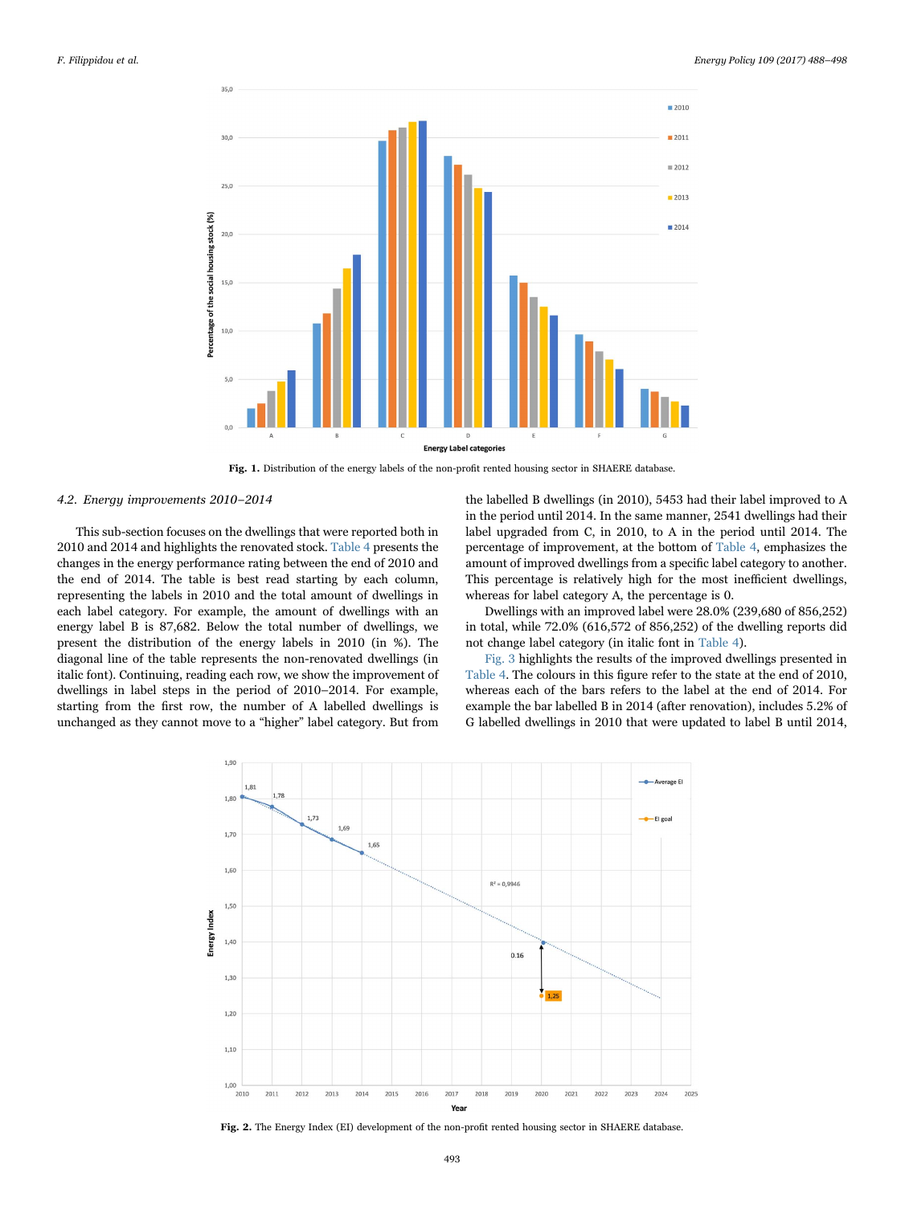Fig. 1. Distribution of the energy labels of the non-profit rented housing sector in SHAERE database.

### 4.2. Energy improvements 2010–2014

This sub-section focuses on the dwellings that were reported both in 2010 and 2014 and highlights the renovated stock. Table 4 presents the changes in the energy performance rating between the end of 2010 and the end of 2014. The table is best read starting by each column, representing the labels in 2010 and the total amount of dwellings in each label category. For example, the amount of dwellings with an energy label B is 87,682. Below the total number of dwellings, we present the distribution of the energy labels in 2010 (in %). The diagonal line of the table represents the non-renovated dwellings (in italic font). Continuing, reading each row, we show the improvement of dwellings in label steps in the period of 2010–2014. For example, starting from the first row, the number of A labelled dwellings is unchanged as they cannot move to a "higher" label category. But from the labelled B dwellings (in 2010), 5453 had their label improved to A in the period until 2014. In the same manner, 2541 dwellings had their label upgraded from C, in 2010, to A in the period until 2014. The percentage of improvement, at the bottom of Table 4, emphasizes the amount of improved dwellings from a specific label category to another. This percentage is relatively high for the most inefficient dwellings, whereas for label category A, the percentage is 0.

Dwellings with an improved label were 28.0% (239,680 of 856,252) in total, while 72.0% (616,572 of 856,252) of the dwelling reports did not change label category (in italic font in Table 4).

Fig. 3 highlights the results of the improved dwellings presented in Table 4. The colours in this figure refer to the state at the end of 2010, whereas each of the bars refers to the label at the end of 2014. For example the bar labelled B in 2014 (after renovation), includes 5.2% of G labelled dwellings in 2010 that were updated to label B until 2014,

Fig. 2. The Energy Index (EI) development of the non-profit rented housing sector in SHAERE database.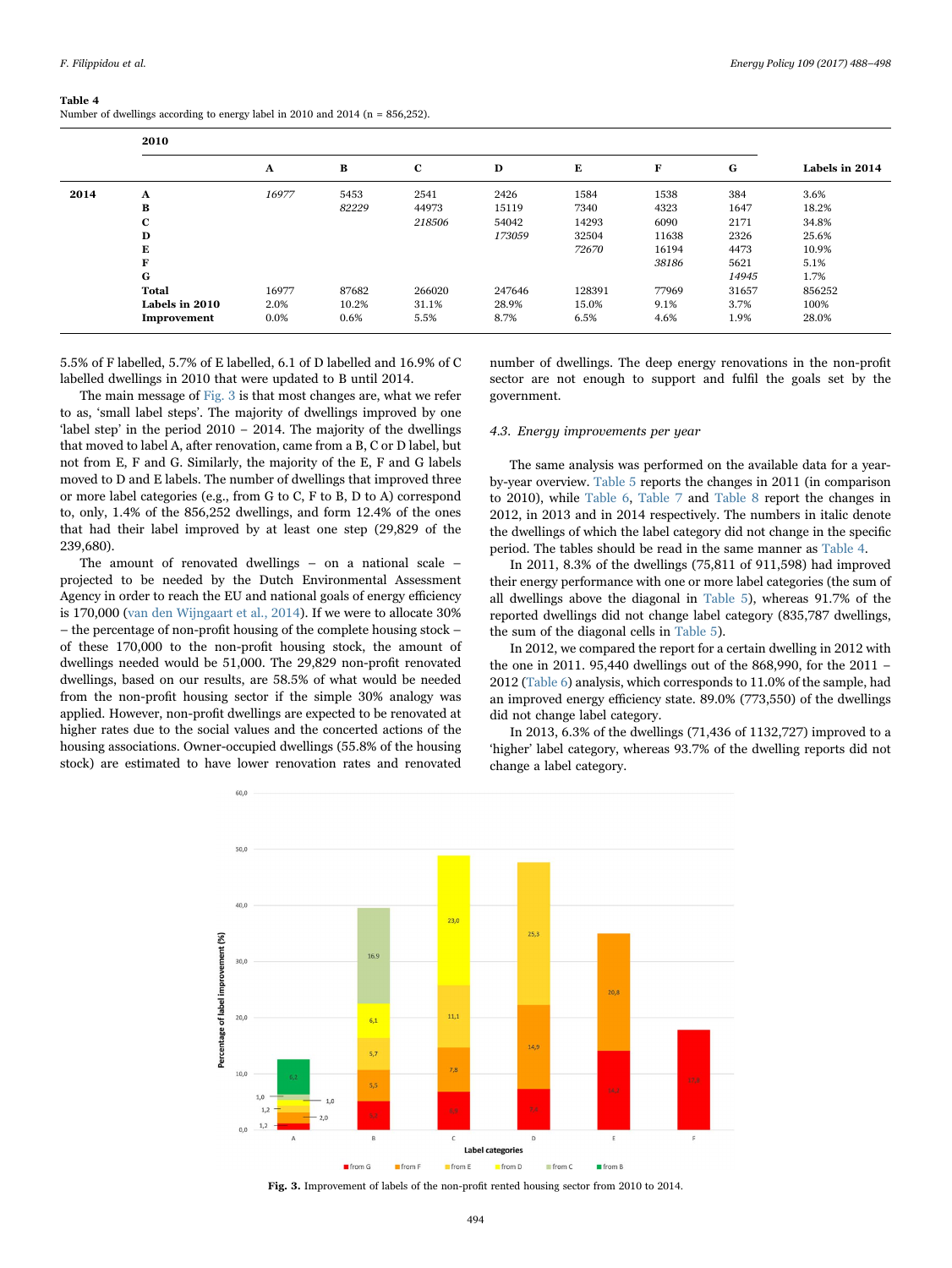**Table 4**
Number of dwellings according to energy label in 2010 and 2014 (n = 856,252).

| | 2010 | | | | | | | | |
|---|---|---|---|---|---|---|---|---|---|
| | | A | B | C | D | E | F | G | Labels in 2014 |
| **2014** | **A** | *16977* | 5453 | 2541 | 2426 | 1584 | 1538 | 384 | 3.6% |
| | **B** | | *82229* | 44973 | 15119 | 7340 | 4323 | 1647 | 18.2% |
| | **C** | | | *218506* | 54042 | 14293 | 6090 | 2171 | 34.8% |
| | **D** | | | | *173059* | 32504 | 11638 | 2326 | 25.6% |
| | **E** | | | | | *72670* | 16194 | 4473 | 10.9% |
| | **F** | | | | | | *38186* | 5621 | 5.1% |
| | **G** | | | | | | | *14945* | 1.7% |
| | **Total** | 16977 | 87682 | 266020 | 247646 | 128391 | 77969 | 31657 | 856252 |
| | **Labels in 2010** | 2.0% | 10.2% | 31.1% | 28.9% | 15.0% | 9.1% | 3.7% | 100% |
| | **Improvement** | 0.0% | 0.6% | 5.5% | 8.7% | 6.5% | 4.6% | 1.9% | 28.0% |

5.5% of F labelled, 5.7% of E labelled, 6.1 of D labelled and 16.9% of C labelled dwellings in 2010 that were updated to B until 2014.

The main message of Fig. 3 is that most changes are, what we refer to as, 'small label steps'. The majority of dwellings improved by one 'label step' in the period 2010 – 2014. The majority of the dwellings that moved to label A, after renovation, came from a B, C or D label, but not from E, F and G. Similarly, the majority of the E, F and G labels moved to D and E labels. The number of dwellings that improved three or more label categories (e.g., from G to C, F to B, D to A) correspond to, only, 1.4% of the 856,252 dwellings, and form 12.4% of the ones that had their label improved by at least one step (29,829 of the 239,680).

The amount of renovated dwellings – on a national scale – projected to be needed by the Dutch Environmental Assessment Agency in order to reach the EU and national goals of energy efficiency is 170,000 (van den Wijngaart et al., 2014). If we were to allocate 30% – the percentage of non-profit housing of the complete housing stock – of these 170,000 to the non-profit housing stock, the amount of dwellings needed would be 51,000. The 29,829 non-profit renovated dwellings, based on our results, are 58.5% of what would be needed from the non-profit housing sector if the simple 30% analogy was applied. However, non-profit dwellings are expected to be renovated at higher rates due to the social values and the concerted actions of the housing associations. Owner-occupied dwellings (55.8% of the housing stock) are estimated to have lower renovation rates and renovated number of dwellings. The deep energy renovations in the non-profit sector are not enough to support and fulfil the goals set by the government.

### 4.3. Energy improvements per year

The same analysis was performed on the available data for a year-by-year overview. Table 5 reports the changes in 2011 (in comparison to 2010), while Table 6, Table 7 and Table 8 report the changes in 2012, in 2013 and in 2014 respectively. The numbers in italic denote the dwellings of which the label category did not change in the specific period. The tables should be read in the same manner as Table 4.

In 2011, 8.3% of the dwellings (75,811 of 911,598) had improved their energy performance with one or more label categories (the sum of all dwellings above the diagonal in Table 5), whereas 91.7% of the reported dwellings did not change label category (835,787 dwellings, the sum of the diagonal cells in Table 5).

In 2012, we compared the report for a certain dwelling in 2012 with the one in 2011. 95,440 dwellings out of the 868,990, for the 2011 – 2012 (Table 6) analysis, which corresponds to 11.0% of the sample, had an improved energy efficiency state. 89.0% (773,550) of the dwellings did not change label category.

In 2013, 6.3% of the dwellings (71,436 of 1132,727) improved to a 'higher' label category, whereas 93.7% of the dwelling reports did not change a label category.

**Fig. 3.** Improvement of labels of the non-profit rented housing sector from 2010 to 2014.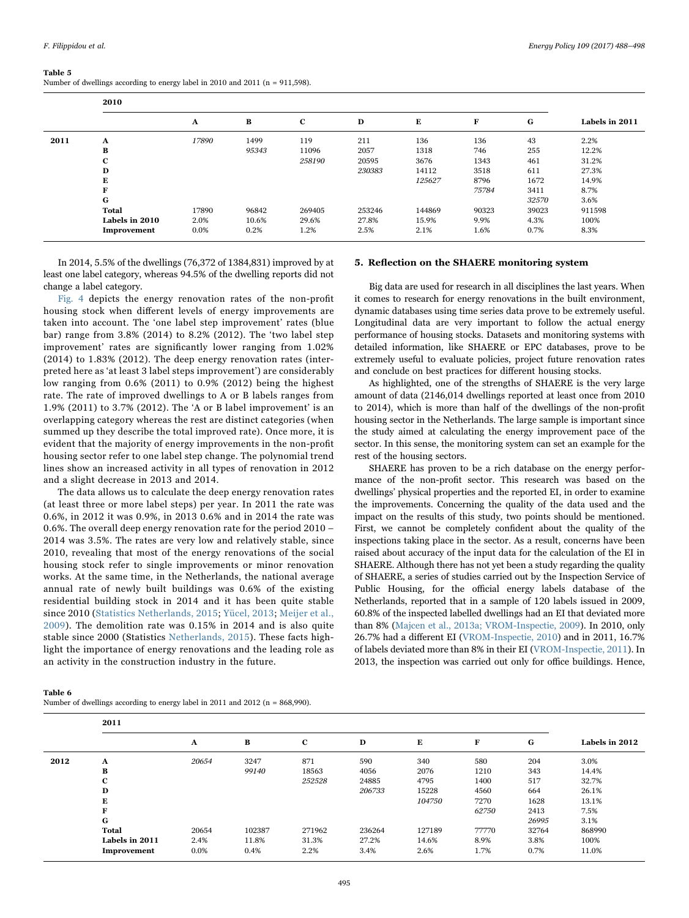**Table 5**
Number of dwellings according to energy label in 2010 and 2011 (n = 911,598).

| | 2010 | | | | | | | | |
|---|---|---|---|---|---|---|---|---|---|
| | | A | B | C | D | E | F | G | Labels in 2011 |
| 2011 | A | *17890* | 1499 | 119 | 211 | 136 | 136 | 43 | 2.2% |
| | B | | *95343* | 11096 | 2057 | 1318 | 746 | 255 | 12.2% |
| | C | | | *258190* | 20595 | 3676 | 1343 | 461 | 31.2% |
| | D | | | | *230383* | 14112 | 3518 | 611 | 27.3% |
| | E | | | | | *125627* | 8796 | 1672 | 14.9% |
| | F | | | | | | *75784* | 3411 | 8.7% |
| | G | | | | | | | *32570* | 3.6% |
| | **Total** | 17890 | 96842 | 269405 | 253246 | 144869 | 90323 | 39023 | 911598 |
| | **Labels in 2010** | 2.0% | 10.6% | 29.6% | 27.8% | 15.9% | 9.9% | 4.3% | 100% |
| | **Improvement** | 0.0% | 0.2% | 1.2% | 2.5% | 2.1% | 1.6% | 0.7% | 8.3% |

In 2014, 5.5% of the dwellings (76,372 of 1384,831) improved by at least one label category, whereas 94.5% of the dwelling reports did not change a label category.

Fig. 4 depicts the energy renovation rates of the non-profit housing stock when different levels of energy improvements are taken into account. The 'one label step improvement' rates (blue bar) range from 3.8% (2014) to 8.2% (2012). The 'two label step improvement' rates are significantly lower ranging from 1.02% (2014) to 1.83% (2012). The deep energy renovation rates (interpreted here as 'at least 3 label steps improvement') are considerably low ranging from 0.6% (2011) to 0.9% (2012) being the highest rate. The rate of improved dwellings to A or B labels ranges from 1.9% (2011) to 3.7% (2012). The 'A or B label improvement' is an overlapping category whereas the rest are distinct categories (when summed up they describe the total improved rate). Once more, it is evident that the majority of energy improvements in the non-profit housing sector refer to one label step change. The polynomial trend lines show an increased activity in all types of renovation in 2012 and a slight decrease in 2013 and 2014.

The data allows us to calculate the deep energy renovation rates (at least three or more label steps) per year. In 2011 the rate was 0.6%, in 2012 it was 0.9%, in 2013 0.6% and in 2014 the rate was 0.6%. The overall deep energy renovation rate for the period 2010 – 2014 was 3.5%. The rates are very low and relatively stable, since 2010, revealing that most of the energy renovations of the social housing stock refer to single improvements or minor renovation works. At the same time, in the Netherlands, the national average annual rate of newly built buildings was 0.6% of the existing residential building stock in 2014 and it has been quite stable since 2010 (Statistics Netherlands, 2015; Yücel, 2013; Meijer et al., 2009). The demolition rate was 0.15% in 2014 and is also quite stable since 2000 (Statistics Netherlands, 2015). These facts highlight the importance of energy renovations and the leading role as an activity in the construction industry in the future.

## 5. Reflection on the SHAERE monitoring system

Big data are used for research in all disciplines the last years. When it comes to research for energy renovations in the built environment, dynamic databases using time series data prove to be extremely useful. Longitudinal data are very important to follow the actual energy performance of housing stocks. Datasets and monitoring systems with detailed information, like SHAERE or EPC databases, prove to be extremely useful to evaluate policies, project future renovation rates and conclude on best practices for different housing stocks.

As highlighted, one of the strengths of SHAERE is the very large amount of data (2146,014 dwellings reported at least once from 2010 to 2014), which is more than half of the dwellings of the non-profit housing sector in the Netherlands. The large sample is important since the study aimed at calculating the energy improvement pace of the sector. In this sense, the monitoring system can set an example for the rest of the housing sectors.

SHAERE has proven to be a rich database on the energy performance of the non-profit sector. This research was based on the dwellings' physical properties and the reported EI, in order to examine the improvements. Concerning the quality of the data used and the impact on the results of this study, two points should be mentioned. First, we cannot be completely confident about the quality of the inspections taking place in the sector. As a result, concerns have been raised about accuracy of the input data for the calculation of the EI in SHAERE. Although there has not yet been a study regarding the quality of SHAERE, a series of studies carried out by the Inspection Service of Public Housing, for the official energy labels database of the Netherlands, reported that in a sample of 120 labels issued in 2009, 60.8% of the inspected labelled dwellings had an EI that deviated more than 8% (Majcen et al., 2013a; VROM-Inspectie, 2009). In 2010, only 26.7% had a different EI (VROM-Inspectie, 2010) and in 2011, 16.7% of labels deviated more than 8% in their EI (VROM-Inspectie, 2011). In 2013, the inspection was carried out only for office buildings. Hence,

**Table 6**
Number of dwellings according to energy label in 2011 and 2012 (n = 868,990).

| | 2011 | | | | | | | | |
|---|---|---|---|---|---|---|---|---|---|
| | | A | B | C | D | E | F | G | Labels in 2012 |
| 2012 | A | *20654* | 3247 | 871 | 590 | 340 | 580 | 204 | 3.0% |
| | B | | *99140* | 18563 | 4056 | 2076 | 1210 | 343 | 14.4% |
| | C | | | *252528* | 24885 | 4795 | 1400 | 517 | 32.7% |
| | D | | | | *206733* | 15228 | 4560 | 664 | 26.1% |
| | E | | | | | *104750* | 7270 | 1628 | 13.1% |
| | F | | | | | | *62750* | 2413 | 7.5% |
| | G | | | | | | | *26995* | 3.1% |
| | **Total** | 20654 | 102387 | 271962 | 236264 | 127189 | 77770 | 32764 | 868990 |
| | **Labels in 2011** | 2.4% | 11.8% | 31.3% | 27.2% | 14.6% | 8.9% | 3.8% | 100% |
| | **Improvement** | 0.0% | 0.4% | 2.2% | 3.4% | 2.6% | 1.7% | 0.7% | 11.0% |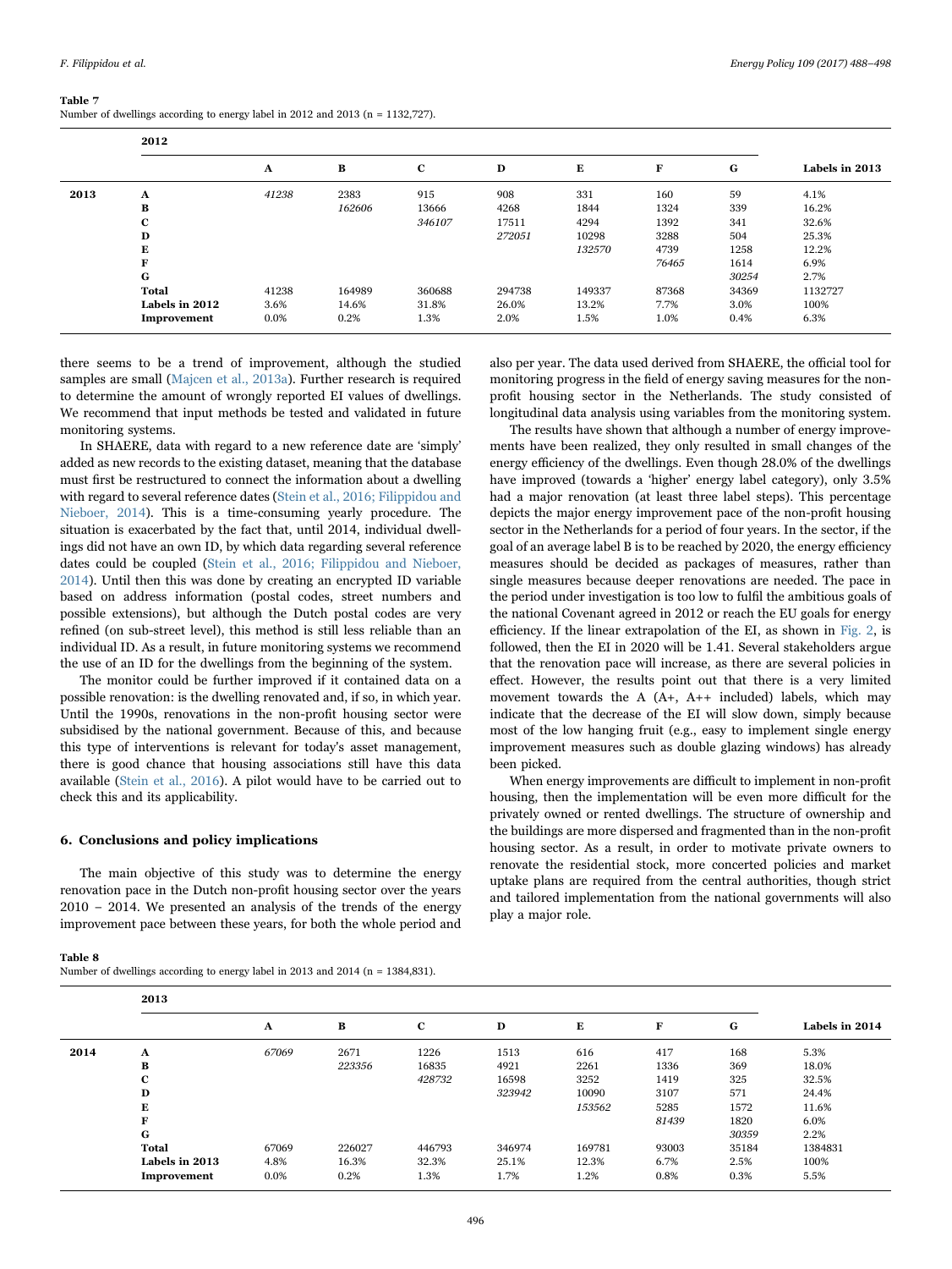**Table 7**
Number of dwellings according to energy label in 2012 and 2013 (n = 1132,727).

| | 2012 | | | | | | | | |
|---|---|---|---|---|---|---|---|---|---|
| | | A | B | C | D | E | F | G | Labels in 2013 |
| 2013 | A | *41238* | 2383 | 915 | 908 | 331 | 160 | 59 | 4.1% |
| | B | | *162606* | 13666 | 4268 | 1844 | 1324 | 339 | 16.2% |
| | C | | | *346107* | 17511 | 4294 | 1392 | 341 | 32.6% |
| | D | | | | *272051* | 10298 | 3288 | 504 | 25.3% |
| | E | | | | | *132570* | 4739 | 1258 | 12.2% |
| | F | | | | | | *76465* | 1614 | 6.9% |
| | G | | | | | | | *30254* | 2.7% |
| | **Total** | 41238 | 164989 | 360688 | 294738 | 149337 | 87368 | 34369 | 1132727 |
| | **Labels in 2012** | 3.6% | 14.6% | 31.8% | 26.0% | 13.2% | 7.7% | 3.0% | 100% |
| | **Improvement** | 0.0% | 0.2% | 1.3% | 2.0% | 1.5% | 1.0% | 0.4% | 6.3% |

there seems to be a trend of improvement, although the studied samples are small (Majcen et al., 2013a). Further research is required to determine the amount of wrongly reported EI values of dwellings. We recommend that input methods be tested and validated in future monitoring systems.

In SHAERE, data with regard to a new reference date are 'simply' added as new records to the existing dataset, meaning that the database must first be restructured to connect the information about a dwelling with regard to several reference dates (Stein et al., 2016; Filippidou and Nieboer, 2014). This is a time-consuming yearly procedure. The situation is exacerbated by the fact that, until 2014, individual dwellings did not have an own ID, by which data regarding several reference dates could be coupled (Stein et al., 2016; Filippidou and Nieboer, 2014). Until then this was done by creating an encrypted ID variable based on address information (postal codes, street numbers and possible extensions), but although the Dutch postal codes are very refined (on sub-street level), this method is still less reliable than an individual ID. As a result, in future monitoring systems we recommend the use of an ID for the dwellings from the beginning of the system.

The monitor could be further improved if it contained data on a possible renovation: is the dwelling renovated and, if so, in which year. Until the 1990s, renovations in the non-profit housing sector were subsidised by the national government. Because of this, and because this type of interventions is relevant for today's asset management, there is good chance that housing associations still have this data available (Stein et al., 2016). A pilot would have to be carried out to check this and its applicability.

## 6. Conclusions and policy implications

The main objective of this study was to determine the energy renovation pace in the Dutch non-profit housing sector over the years 2010 – 2014. We presented an analysis of the trends of the energy improvement pace between these years, for both the whole period and also per year. The data used derived from SHAERE, the official tool for monitoring progress in the field of energy saving measures for the non-profit housing sector in the Netherlands. The study consisted of longitudinal data analysis using variables from the monitoring system.

The results have shown that although a number of energy improvements have been realized, they only resulted in small changes of the energy efficiency of the dwellings. Even though 28.0% of the dwellings have improved (towards a 'higher' energy label category), only 3.5% had a major renovation (at least three label steps). This percentage depicts the major energy improvement pace of the non-profit housing sector in the Netherlands for a period of four years. In the sector, if the goal of an average label B is to be reached by 2020, the energy efficiency measures should be decided as packages of measures, rather than single measures because deeper renovations are needed. The pace in the period under investigation is too low to fulfil the ambitious goals of the national Covenant agreed in 2012 or reach the EU goals for energy efficiency. If the linear extrapolation of the EI, as shown in Fig. 2, is followed, then the EI in 2020 will be 1.41. Several stakeholders argue that the renovation pace will increase, as there are several policies in effect. However, the results point out that there is a very limited movement towards the A (A+, A++ included) labels, which may indicate that the decrease of the EI will slow down, simply because most of the low hanging fruit (e.g., easy to implement single energy improvement measures such as double glazing windows) has already been picked.

When energy improvements are difficult to implement in non-profit housing, then the implementation will be even more difficult for the privately owned or rented dwellings. The structure of ownership and the buildings are more dispersed and fragmented than in the non-profit housing sector. As a result, in order to motivate private owners to renovate the residential stock, more concerted policies and market uptake plans are required from the central authorities, though strict and tailored implementation from the national governments will also play a major role.

**Table 8**
Number of dwellings according to energy label in 2013 and 2014 (n = 1384,831).

| | 2013 | | | | | | | | |
|---|---|---|---|---|---|---|---|---|---|
| | | A | B | C | D | E | F | G | Labels in 2014 |
| 2014 | A | *67069* | 2671 | 1226 | 1513 | 616 | 417 | 168 | 5.3% |
| | B | | *223356* | 16835 | 4921 | 2261 | 1336 | 369 | 18.0% |
| | C | | | *428732* | 16598 | 3252 | 1419 | 325 | 32.5% |
| | D | | | | *323942* | 10090 | 3107 | 571 | 24.4% |
| | E | | | | | *153562* | 5285 | 1572 | 11.6% |
| | F | | | | | | *81439* | 1820 | 6.0% |
| | G | | | | | | | *30359* | 2.2% |
| | **Total** | 67069 | 226027 | 446793 | 346974 | 169781 | 93003 | 35184 | 1384831 |
| | **Labels in 2013** | 4.8% | 16.3% | 32.3% | 25.1% | 12.3% | 6.7% | 2.5% | 100% |
| | **Improvement** | 0.0% | 0.2% | 1.3% | 1.7% | 1.2% | 0.8% | 0.3% | 5.5% |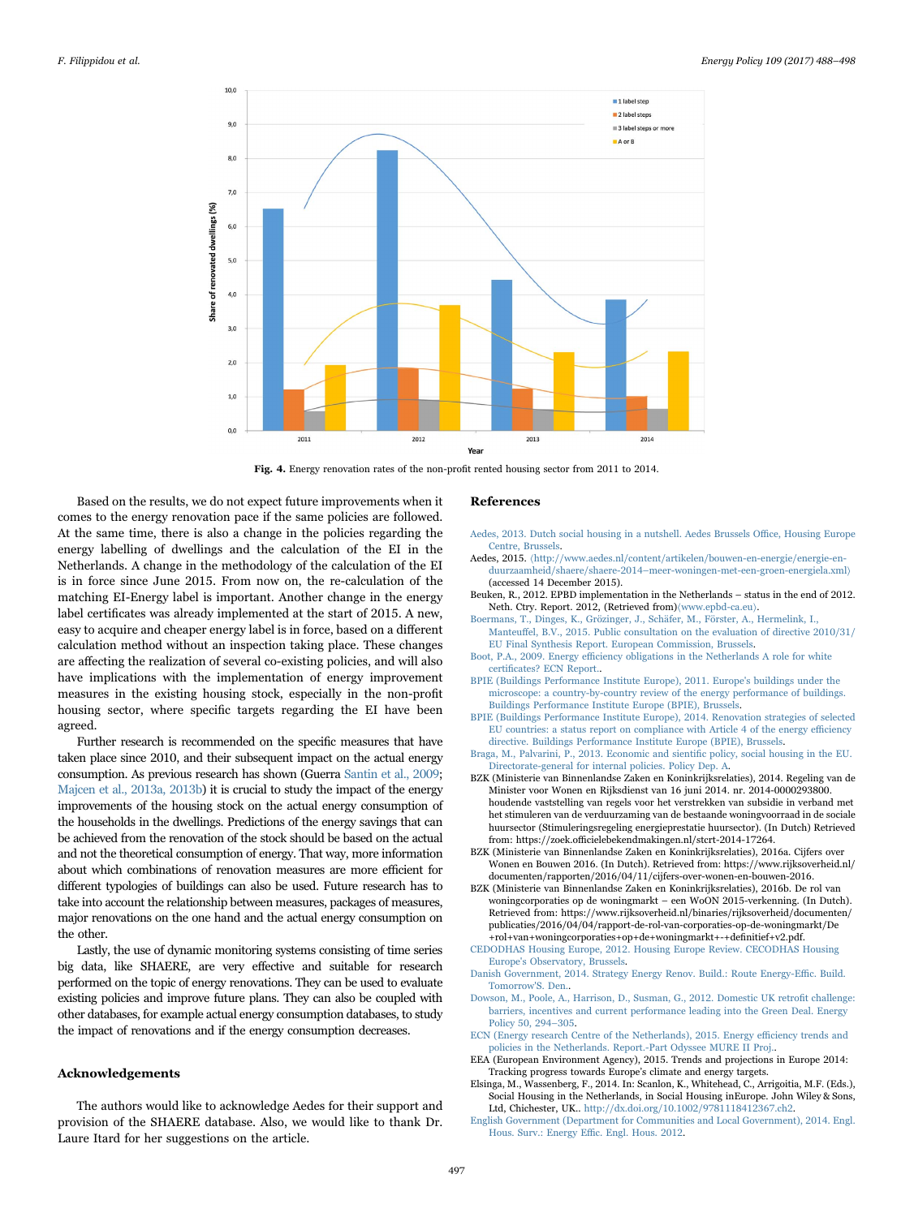Fig. 4. Energy renovation rates of the non-profit rented housing sector from 2011 to 2014.

Based on the results, we do not expect future improvements when it comes to the energy renovation pace if the same policies are followed. At the same time, there is also a change in the policies regarding the energy labelling of dwellings and the calculation of the EI in the Netherlands. A change in the methodology of the calculation of the EI is in force since June 2015. From now on, the re-calculation of the matching EI-Energy label is important. Another change in the energy label certificates was already implemented at the start of 2015. A new, easy to acquire and cheaper energy label is in force, based on a different calculation method without an inspection taking place. These changes are affecting the realization of several co-existing policies, and will also have implications with the implementation of energy improvement measures in the existing housing stock, especially in the non-profit housing sector, where specific targets regarding the EI have been agreed.

Further research is recommended on the specific measures that have taken place since 2010, and their subsequent impact on the actual energy consumption. As previous research has shown (Guerra Santin et al., 2009; Majcen et al., 2013a, 2013b) it is crucial to study the impact of the energy improvements of the housing stock on the actual energy consumption of the households in the dwellings. Predictions of the energy savings that can be achieved from the renovation of the stock should be based on the actual and not the theoretical consumption of energy. That way, more information about which combinations of renovation measures are more efficient for different typologies of buildings can also be used. Future research has to take into account the relationship between measures, packages of measures, major renovations on the one hand and the actual energy consumption on the other.

Lastly, the use of dynamic monitoring systems consisting of time series big data, like SHAERE, are very effective and suitable for research performed on the topic of energy renovations. They can be used to evaluate existing policies and improve future plans. They can also be coupled with other databases, for example actual energy consumption databases, to study the impact of renovations and if the energy consumption decreases.

## Acknowledgements

The authors would like to acknowledge Aedes for their support and provision of the SHAERE database. Also, we would like to thank Dr. Laure Itard for her suggestions on the article.

## References

Aedes, 2013. Dutch social housing in a nutshell. Aedes Brussels Office, Housing Europe Centre, Brussels.

Aedes, 2015. ⟨http://www.aedes.nl/content/artikelen/bouwen-en-energie/energie-en-duurzaamheid/shaere/shaere-2014–meer-woningen-met-een-groen-energiela.xml⟩ (accessed 14 December 2015).

Beuken, R., 2012. EPBD implementation in the Netherlands – status in the end of 2012. Neth. Ctry. Report. 2012, (Retrieved from)⟨www.epbd-ca.eu⟩.

Boermans, T., Dinges, K., Grözinger, J., Schäfer, M., Förster, A., Hermelink, I., Manteuffel, B.V., 2015. Public consultation on the evaluation of directive 2010/31/EU Final Synthesis Report. European Commission, Brussels.

Boot, P.A., 2009. Energy efficiency obligations in the Netherlands A role for white certificates? ECN Report..

BPIE (Buildings Performance Institute Europe), 2011. Europe's buildings under the microscope: a country-by-country review of the energy performance of buildings. Buildings Performance Institute Europe (BPIE), Brussels.

BPIE (Buildings Performance Institute Europe), 2014. Renovation strategies of selected EU countries: a status report on compliance with Article 4 of the energy efficiency directive. Buildings Performance Institute Europe (BPIE), Brussels.

Braga, M., Palvarini, P., 2013. Economic and sientific policy, social housing in the EU. Directorate-general for internal policies. Policy Dep. A.

BZK (Ministerie van Binnenlandse Zaken en Koninkrijksrelaties), 2014. Regeling van de Minister voor Wonen en Rijksdienst van 16 juni 2014. nr. 2014-0000293800. houdende vaststelling van regels voor het verstrekken van subsidie in verband met het stimuleren van de verduurzaming van de bestaande woningvoorraad in de sociale huursector (Stimuleringsregeling energieprestatie huursector). (In Dutch) Retrieved from: https://zoek.officielebekendmakingen.nl/stcrt-2014-17264.

BZK (Ministerie van Binnenlandse Zaken en Koninkrijksrelaties), 2016a. Cijfers over Wonen en Bouwen 2016. (In Dutch). Retrieved from: https://www.rijksoverheid.nl/documenten/rapporten/2016/04/11/cijfers-over-wonen-en-bouwen-2016.

BZK (Ministerie van Binnenlandse Zaken en Koninkrijksrelaties), 2016b. De rol van woningcorporaties op de woningmarkt – een WoON 2015-verkenning. (In Dutch). Retrieved from: https://www.rijksoverheid.nl/binaries/rijksoverheid/documenten/publicaties/2016/04/04/rapport-de-rol-van-corporaties-op-de-woningmarkt/De+rol+van+woningcorporaties+op+de+woningmarkt+-+definitief+v2.pdf.

CEDODHAS Housing Europe, 2012. Housing Europe Review. CECODHAS Housing Europe's Observatory, Brussels.

Danish Government, 2014. Strategy Energy Renov. Build.: Route Energy-Effic. Build. Tomorrow'S. Den..

Dowson, M., Poole, A., Harrison, D., Susman, G., 2012. Domestic UK retrofit challenge: barriers, incentives and current performance leading into the Green Deal. Energy Policy 50, 294–305.

ECN (Energy research Centre of the Netherlands), 2015. Energy efficiency trends and policies in the Netherlands. Report.-Part Odyssee MURE II Proj..

EEA (European Environment Agency), 2015. Trends and projections in Europe 2014: Tracking progress towards Europe's climate and energy targets.

Elsinga, M., Wassenberg, F., 2014. In: Scanlon, K., Whitehead, C., Arrigoitia, M.F. (Eds.), Social Housing in the Netherlands, in Social Housing inEurope. John Wiley & Sons, Ltd, Chichester, UK.. http://dx.doi.org/10.1002/9781118412367.ch2.

English Government (Department for Communities and Local Government), 2014. Engl. Hous. Surv.: Energy Effic. Engl. Hous. 2012.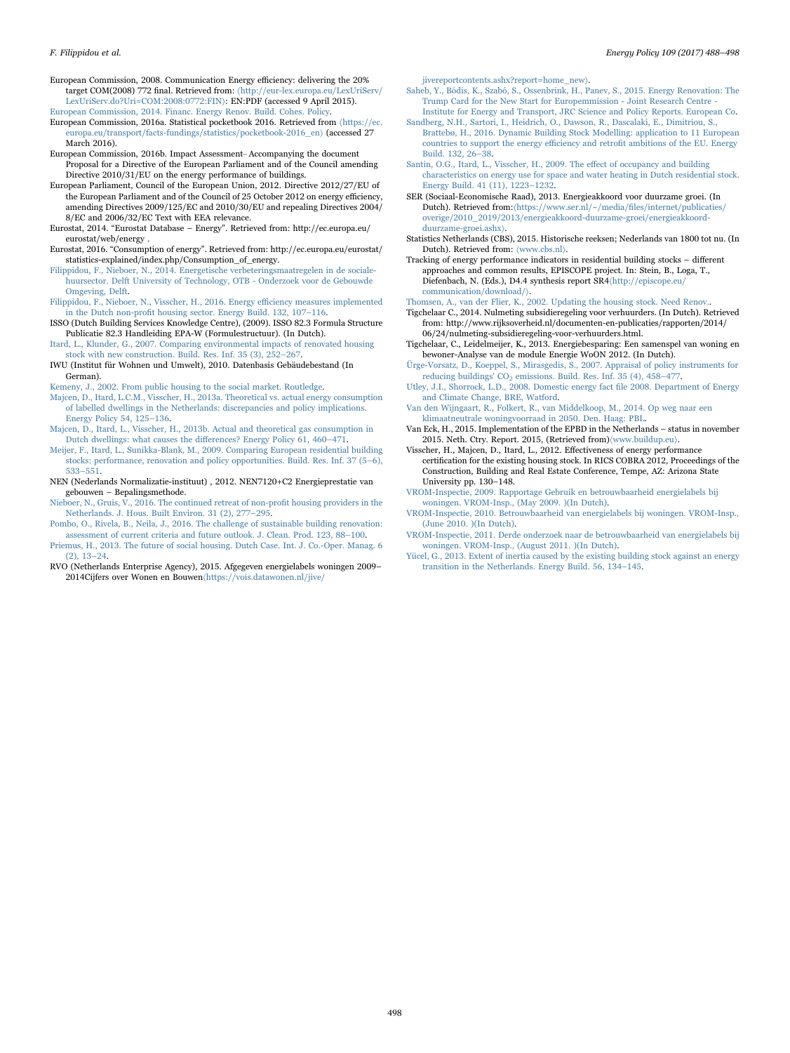European Commission, 2008. Communication Energy efficiency: delivering the 20% target COM(2008) 772 final. Retrieved from: ⟨http://eur-lex.europa.eu/LexUriServ/LexUriServ.do?Uri=COM:2008:0772:FIN⟩: EN:PDF (accessed 9 April 2015).

European Commission, 2014. Financ. Energy Renov. Build. Cohes. Policy.

European Commission, 2016a. Statistical pocketbook 2016. Retrieved from ⟨https://ec.europa.eu/transport/facts-fundings/statistics/pocketbook-2016_en⟩ (accessed 27 March 2016).

European Commission, 2016b. Impact Assessment– Accompanying the document Proposal for a Directive of the European Parliament and of the Council amending Directive 2010/31/EU on the energy performance of buildings.

European Parliament, Council of the European Union, 2012. Directive 2012/27/EU of the European Parliament and of the Council of 25 October 2012 on energy efficiency, amending Directives 2009/125/EC and 2010/30/EU and repealing Directives 2004/8/EC and 2006/32/EC Text with EEA relevance.

Eurostat, 2014. "Eurostat Database – Energy". Retrieved from: http://ec.europa.eu/eurostat/web/energy .

Eurostat, 2016. "Consumption of energy". Retrieved from: http://ec.europa.eu/eurostat/statistics-explained/index.php/Consumption_of_energy.

Filippidou, F., Nieboer, N., 2014. Energetische verbeteringsmaatregelen in de sociale-huursector. Delft University of Technology, OTB - Onderzoek voor de Gebouwde Omgeving, Delft.

Filippidou, F., Nieboer, N., Visscher, H., 2016. Energy efficiency measures implemented in the Dutch non-profit housing sector. Energy Build. 132, 107–116.

ISSO (Dutch Building Services Knowledge Centre), (2009). ISSO 82.3 Formula Structure Publicatie 82.3 Handleiding EPA-W (Formulestructuur). (In Dutch).

Itard, L., Klunder, G., 2007. Comparing environmental impacts of renovated housing stock with new construction. Build. Res. Inf. 35 (3), 252–267.

IWU (Institut für Wohnen und Umwelt), 2010. Datenbasis Gebäudebestand (In German).

Kemeny, J., 2002. From public housing to the social market. Routledge.

Majcen, D., Itard, L.C.M., Visscher, H., 2013a. Theoretical vs. actual energy consumption of labelled dwellings in the Netherlands: discrepancies and policy implications. Energy Policy 54, 125–136.

Majcen, D., Itard, L., Visscher, H., 2013b. Actual and theoretical gas consumption in Dutch dwellings: what causes the differences? Energy Policy 61, 460–471.

Meijer, F., Itard, L., Sunikka-Blank, M., 2009. Comparing European residential building stocks: performance, renovation and policy opportunities. Build. Res. Inf. 37 (5–6), 533–551.

NEN (Nederlands Normalizatie-instituut) , 2012. NEN7120+C2 Energieprestatie van gebouwen – Bepalingsmethode.

Nieboer, N., Gruis, V., 2016. The continued retreat of non-profit housing providers in the Netherlands. J. Hous. Built Environ. 31 (2), 277–295.

Pombo, O., Rivela, B., Neila, J., 2016. The challenge of sustainable building renovation: assessment of current criteria and future outlook. J. Clean. Prod. 123, 88–100.

Priemus, H., 2013. The future of social housing. Dutch Case. Int. J. Co.-Oper. Manag. 6 (2), 13–24.

RVO (Netherlands Enterprise Agency), 2015. Afgegeven energielabels woningen 2009–2014Cijfers over Wonen en Bouwen⟨https://vois.datawonen.nl/jive/jivereportcontents.ashx?report=home_new⟩.

Saheb, Y., Bódis, K., Szabó, S., Ossenbrink, H., Panev, S., 2015. Energy Renovation: The Trump Card for the New Start for Europemmission - Joint Research Centre - Institute for Energy and Transport, JRC Science and Policy Reports. European Co.

Sandberg, N.H., Sartori, I., Heidrich, O., Dawson, R., Dascalaki, E., Dimitriou, S., Brattebø, H., 2016. Dynamic Building Stock Modelling: application to 11 European countries to support the energy efficiency and retrofit ambitions of the EU. Energy Build. 132, 26–38.

Santin, O.G., Itard, L., Visscher, H., 2009. The effect of occupancy and building characteristics on energy use for space and water heating in Dutch residential stock. Energy Build. 41 (11), 1223–1232.

SER (Sociaal-Economische Raad), 2013. Energieakkoord voor duurzame groei. (In Dutch). Retrieved from:⟨https://www.ser.nl/~/media/files/internet/publicaties/overige/2010_2019/2013/energieakkoord-duurzame-groei/energieakkoord-duurzame-groei.ashx⟩.

Statistics Netherlands (CBS), 2015. Historische reeksen; Nederlands van 1800 tot nu. (In Dutch). Retrieved from: ⟨www.cbs.nl⟩.

Tracking of energy performance indicators in residential building stocks – different approaches and common results, EPISCOPE project. In: Stein, B., Loga, T., Diefenbach, N. (Eds.), D4.4 synthesis report SR4⟨http://episcope.eu/communication/download/⟩.

Thomsen, A., van der Flier, K., 2002. Updating the housing stock. Need Renov..

Tigchelaar C., 2014. Nulmeting subsidieregeling voor verhuurders. (In Dutch). Retrieved from: http://www.rijksoverheid.nl/documenten-en-publicaties/rapporten/2014/06/24/nulmeting-subsidieregeling-voor-verhuurders.html.

Tigchelaar, C., Leidelmeijer, K., 2013. Energiebesparing: Een samenspel van woning en bewoner-Analyse van de module Energie WoON 2012. (In Dutch).

Ürge-Vorsatz, D., Koeppel, S., Mirasgedis, S., 2007. Appraisal of policy instruments for reducing buildings' $CO_2$ emissions. Build. Res. Inf. 35 (4), 458–477.

Utley, J.I., Shorrock, L.D., 2008. Domestic energy fact file 2008. Department of Energy and Climate Change, BRE, Watford.

Van den Wijngaart, R., Folkert, R., van Middelkoop, M., 2014. Op weg naar een klimaatneutrale woningvoorraad in 2050. Den. Haag: PBL.

Van Eck, H., 2015. Implementation of the EPBD in the Netherlands – status in november 2015. Neth. Ctry. Report. 2015, (Retrieved from)⟨www.buildup.eu⟩.

Visscher, H., Majcen, D., Itard, L., 2012. Effectiveness of energy performance certification for the existing housing stock. In RICS COBRA 2012, Proceedings of the Construction, Building and Real Estate Conference, Tempe, AZ: Arizona State University pp. 130–148.

VROM-Inspectie, 2009. Rapportage Gebruik en betrouwbaarheid energielabels bij woningen. VROM-Insp., (May 2009. )(In Dutch).

VROM-Inspectie, 2010. Betrouwbaarheid van energielabels bij woningen. VROM-Insp., (June 2010. )(In Dutch).

VROM-Inspectie, 2011. Derde onderzoek naar de betrouwbaarheid van energielabels bij woningen. VROM-Insp., (August 2011. )(In Dutch).

Yücel, G., 2013. Extent of inertia caused by the existing building stock against an energy transition in the Netherlands. Energy Build. 56, 134–145.